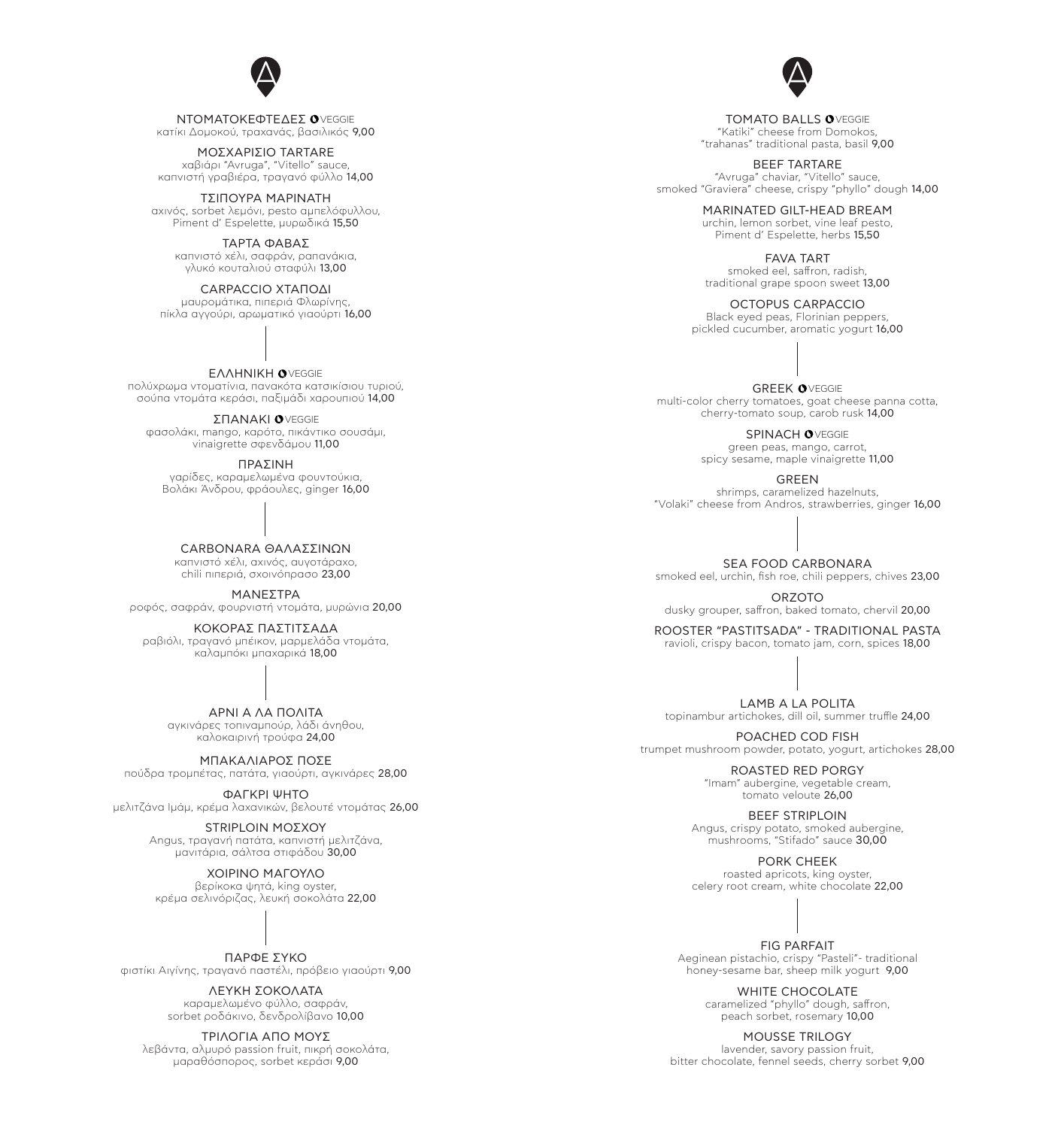**ΝΤΟΜΑΤΟΚΕΦΤΕΔΕΣ** VEGGIE
κατίκι Δομοκού, τραχανάς, βασιλικός 9,00

**ΜΟΣΧΑΡΙΣΙΟ TARTARE**
χαβιάρι "Avruga", "Vitello" sauce,
καπνιστή γραβιέρα, τραγανό φύλλο 14,00

**ΤΣΙΠΟΥΡΑ ΜΑΡΙΝΑΤΗ**
αχινός, sorbet λεμόνι, pesto αμπελόφυλλου,
Piment d' Espelette, μυρωδικά 15,50

**ΤΑΡΤΑ ΦΑΒΑΣ**
καπνιστό χέλι, σαφράν, ραπανάκια,
γλυκό κουταλιού σταφύλι 13,00

**CARPACCIO ΧΤΑΠΟΔΙ**
μαυρομάτικα, πιπεριά Φλωρίνης,
πίκλα αγγούρι, αρωματικό γιαούρτι 16,00

---

**ΕΛΛΗΝΙΚΗ** VEGGIE
πολύχρωμα ντοματίνια, πανακότα κατσικίσιου τυριού,
σούπα ντομάτα κεράσι, παξιμάδι χαρουπιού 14,00

**ΣΠΑΝΑΚΙ** VEGGIE
φασολάκι, mango, καρότο, πικάντικο σουσάμι,
vinaigrette σφενδάμου 11,00

**ΠΡΑΣΙΝΗ**
γαρίδες, καραμελωμένα φουντούκια,
Βολάκι Άνδρου, φράουλες, ginger 16,00

---

**CARBONARA ΘΑΛΑΣΣΙΝΩΝ**
καπνιστό χέλι, αχινός, αυγοτάραχο,
chili πιπεριά, σχοινόπρασο 23,00

**ΜΑΝΕΣΤΡΑ**
ροφός, σαφράν, φουρνιστή ντομάτα, μυρώνια 20,00

**ΚΟΚΟΡΑΣ ΠΑΣΤΙΤΣΑΔΑ**
ραβιόλι, τραγανό μπέικον, μαρμελάδα ντομάτα,
καλαμπόκι μπαχαρικά 18,00

---

**ΑΡΝΙ Α ΛΑ ΠΟΛΙΤΑ**
αγκινάρες τοπιναμπούρ, λάδι άνηθου,
καλοκαιρινή τρούφα 24,00

**ΜΠΑΚΑΛΙΑΡΟΣ ΠΟΣΕ**
πούδρα τρομπέτας, πατάτα, γιαούρτι, αγκινάρες 28,00

**ΦΑΓΚΡΙ ΨΗΤΟ**
μελιτζάνα Ιμάμ, κρέμα λαχανικών, βελουτέ ντομάτας 26,00

**STRIPLOIN ΜΟΣΧΟΥ**
Angus, τραγανή πατάτα, καπνιστή μελιτζάνα,
μανιτάρια, σάλτσα στιφάδου 30,00

**ΧΟΙΡΙΝΟ ΜΑΓΟΥΛΟ**
βερίκοκα ψητά, king oyster,
κρέμα σελινόριζας, λευκή σοκολάτα 22,00

---

**ΠΑΡΦΕ ΣΥΚΟ**
φιστίκι Αιγίνης, τραγανό παστέλι, πρόβειο γιαούρτι 9,00

**ΛΕΥΚΗ ΣΟΚΟΛΑΤΑ**
καραμελωμένο φύλλο, σαφράν,
sorbet ροδάκινο, δενδρολίβανο 10,00

**ΤΡΙΛΟΓΙΑ ΑΠΟ ΜΟΥΣ**
λεβάντα, αλμυρό passion fruit, πικρή σοκολάτα,
μαραθόσπορος, sorbet κεράσι 9,00

---

**TOMATO BALLS** VEGGIE
"Katiki" cheese from Domokos,
"trahanas" traditional pasta, basil 9,00

**BEEF TARTARE**
"Avruga" chaviar, "Vitello" sauce,
smoked "Graviera" cheese, crispy "phyllo" dough 14,00

**MARINATED GILT-HEAD BREAM**
urchin, lemon sorbet, vine leaf pesto,
Piment d' Espelette, herbs 15,50

**FAVA TART**
smoked eel, saffron, radish,
traditional grape spoon sweet 13,00

**OCTOPUS CARPACCIO**
Black eyed peas, Florinian peppers,
pickled cucumber, aromatic yogurt 16,00

---

**GREEK** VEGGIE
multi-color cherry tomatoes, goat cheese panna cotta,
cherry-tomato soup, carob rusk 14,00

**SPINACH** VEGGIE
green peas, mango, carrot,
spicy sesame, maple vinaigrette 11,00

**GREEN**
shrimps, caramelized hazelnuts,
"Volaki" cheese from Andros, strawberries, ginger 16,00

---

**SEA FOOD CARBONARA**
smoked eel, urchin, fish roe, chili peppers, chives 23,00

**ORZOTO**
dusky grouper, saffron, baked tomato, chervil 20,00

**ROOSTER "PASTITSADA" - TRADITIONAL PASTA**
ravioli, crispy bacon, tomato jam, corn, spices 18,00

---

**LAMB A LA POLITA**
topinambur artichokes, dill oil, summer truffle 24,00

**POACHED COD FISH**
trumpet mushroom powder, potato, yogurt, artichokes 28,00

**ROASTED RED PORGY**
"Imam" aubergine, vegetable cream,
tomato veloute 26,00

**BEEF STRIPLOIN**
Angus, crispy potato, smoked aubergine,
mushrooms, "Stifado" sauce 30,00

**PORK CHEEK**
roasted apricots, king oyster,
celery root cream, white chocolate 22,00

---

**FIG PARFAIT**
Aeginean pistachio, crispy "Pasteli"- traditional
honey-sesame bar, sheep milk yogurt 9,00

**WHITE CHOCOLATE**
caramelized "phyllo" dough, saffron,
peach sorbet, rosemary 10,00

**MOUSSE TRILOGY**
lavender, savory passion fruit,
bitter chocolate, fennel seeds, cherry sorbet 9,00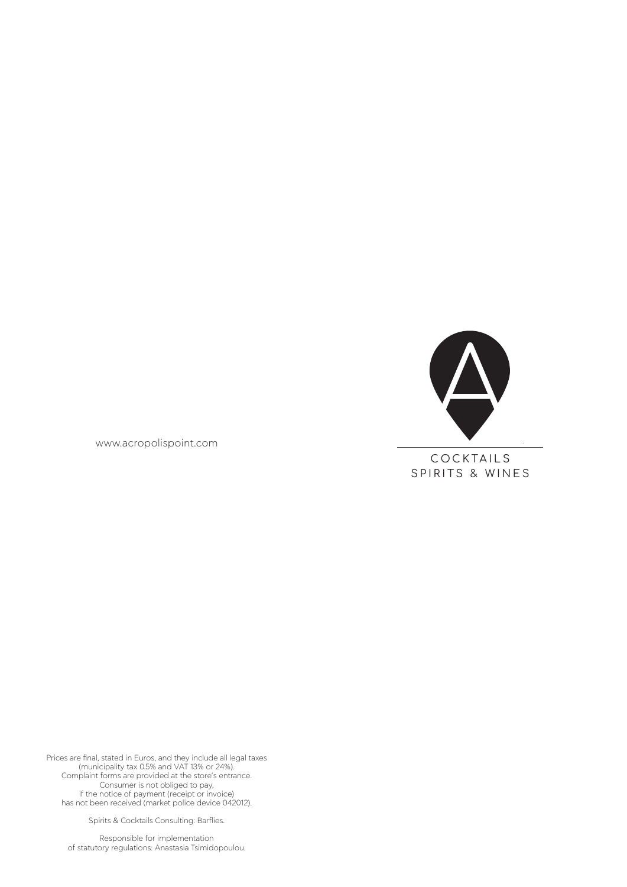www.acropolispoint.com

COCKTAILS
SPIRITS & WINES

Prices are final, stated in Euros, and they include all legal taxes
(municipality tax 0.5% and VAT 13% or 24%).
Complaint forms are provided at the store's entrance.
Consumer is not obliged to pay,
if the notice of payment (receipt or invoice)
has not been received (market police device 042012).

Spirits & Cocktails Consulting: Barflies.

Responsible for implementation
of statutory regulations: Anastasia Tsimidopoulou.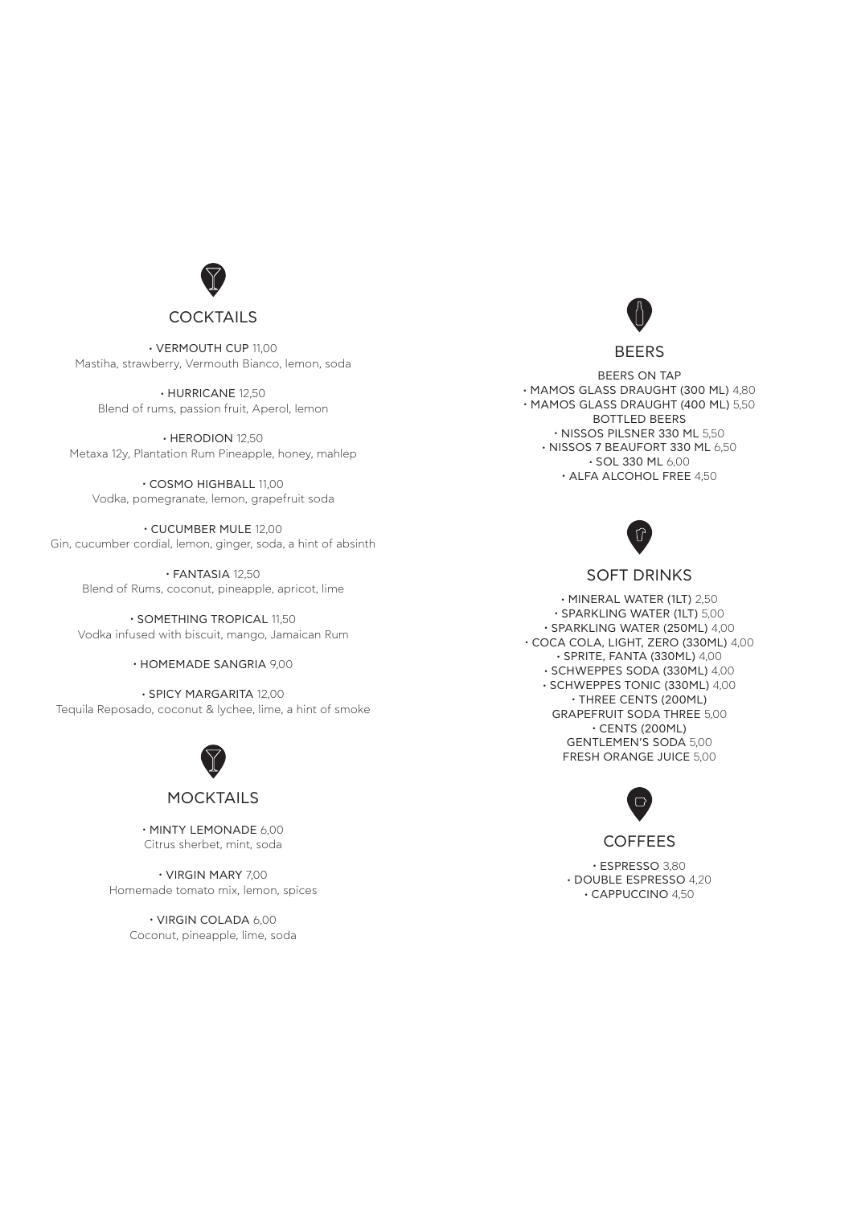## COCKTAILS

• VERMOUTH CUP 11,00
Mastiha, strawberry, Vermouth Bianco, lemon, soda

• HURRICANE 12,50
Blend of rums, passion fruit, Aperol, lemon

• HERODION 12,50
Metaxa 12y, Plantation Rum Pineapple, honey, mahlep

• COSMO HIGHBALL 11,00
Vodka, pomegranate, lemon, grapefruit soda

• CUCUMBER MULE 12,00
Gin, cucumber cordial, lemon, ginger, soda, a hint of absinth

• FANTASIA 12,50
Blend of Rums, coconut, pineapple, apricot, lime

• SOMETHING TROPICAL 11,50
Vodka infused with biscuit, mango, Jamaican Rum

• HOMEMADE SANGRIA 9,00

• SPICY MARGARITA 12,00
Tequila Reposado, coconut & lychee, lime, a hint of smoke

## MOCKTAILS

• MINTY LEMONADE 6,00
Citrus sherbet, mint, soda

• VIRGIN MARY 7,00
Homemade tomato mix, lemon, spices

• VIRGIN COLADA 6,00
Coconut, pineapple, lime, soda

## BEERS

BEERS ON TAP
• MAMOS GLASS DRAUGHT (300 ML) 4,80
• MAMOS GLASS DRAUGHT (400 ML) 5,50
BOTTLED BEERS
• NISSOS PILSNER 330 ML 5,50
• NISSOS 7 BEAUFORT 330 ML 6,50
• SOL 330 ML 6,00
• ALFA ALCOHOL FREE 4,50

## SOFT DRINKS

• MINERAL WATER (1LT) 2,50
• SPARKLING WATER (1LT) 5,00
• SPARKLING WATER (250ML) 4,00
• COCA COLA, LIGHT, ZERO (330ML) 4,00
• SPRITE, FANTA (330ML) 4,00
• SCHWEPPES SODA (330ML) 4,00
• SCHWEPPES TONIC (330ML) 4,00
• THREE CENTS (200ML)
GRAPEFRUIT SODA THREE 5,00
• CENTS (200ML)
GENTLEMEN'S SODA 5,00
FRESH ORANGE JUICE 5,00

## COFFEES

• ESPRESSO 3,80
• DOUBLE ESPRESSO 4,20
• CAPPUCCINO 4,50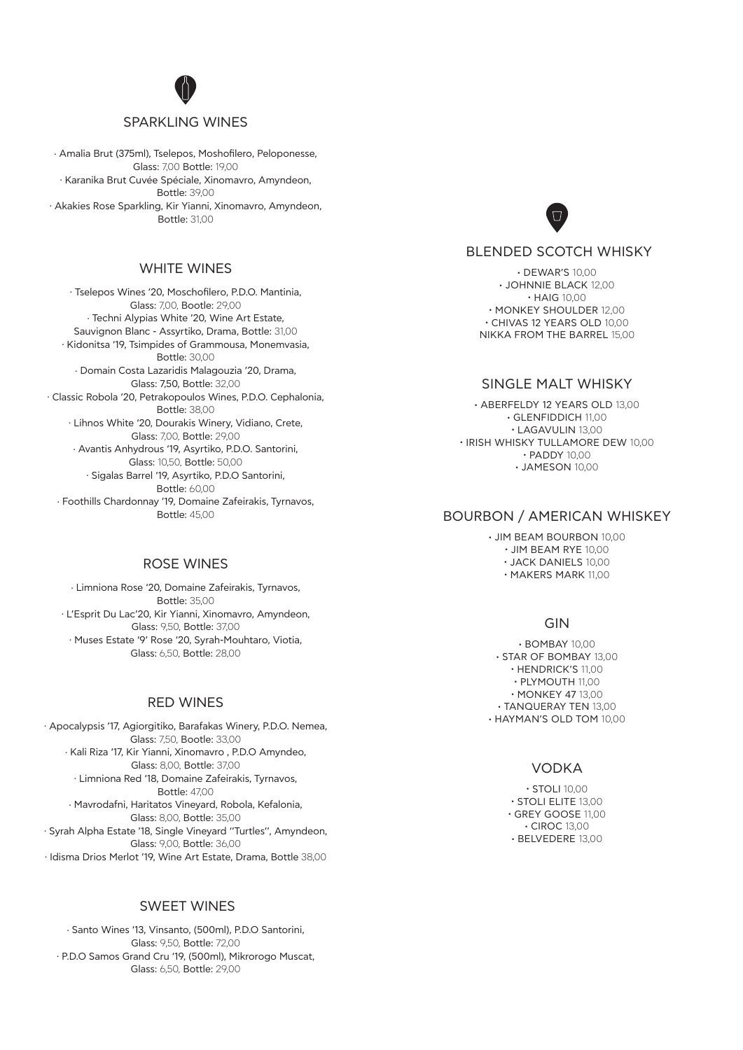## SPARKLING WINES

· Amalia Brut (375ml), Tselepos, Moshofilero, Peloponesse,
Glass: 7,00 Bottle: 19,00

· Karanika Brut Cuvée Spéciale, Xinomavro, Amyndeon,
Bottle: 39,00

· Akakies Rose Sparkling, Kir Yianni, Xinomavro, Amyndeon,
Bottle: 31,00

## WHITE WINES

· Tselepos Wines '20, Moschofilero, P.D.O. Mantinia,
Glass: 7,00, Bootle: 29,00

· Techni Alypias White '20, Wine Art Estate,
Sauvignon Blanc - Assyrtiko, Drama, Bottle: 31,00

· Kidonitsa '19, Tsimpides of Grammousa, Monemvasia,
Bottle: 30,00

· Domain Costa Lazaridis Malagouzia '20, Drama,
Glass: 7,50, Bottle: 32,00

· Classic Robola '20, Petrakopoulos Wines, P.D.O. Cephalonia,
Bottle: 38,00

· Lihnos White '20, Dourakis Winery, Vidiano, Crete,
Glass: 7,00, Bottle: 29,00

· Avantis Anhydrous '19, Asyrtiko, P.D.O. Santorini,
Glass: 10,50, Bottle: 50,00

· Sigalas Barrel '19, Asyrtiko, P.D.O Santorini,
Bottle: 60,00

· Foothills Chardonnay '19, Domaine Zafeirakis, Tyrnavos,
Bottle: 45,00

## ROSE WINES

· Limniona Rose '20, Domaine Zafeirakis, Tyrnavos,
Bottle: 35,00

· L'Esprit Du Lac'20, Kir Yianni, Xinomavro, Amyndeon,
Glass: 9,50, Bottle: 37,00

· Muses Estate '9' Rose '20, Syrah-Mouhtaro, Viotia,
Glass: 6,50, Bottle: 28,00

## RED WINES

· Apocalypsis '17, Agiorgitiko, Barafakas Winery, P.D.O. Nemea,
Glass: 7,50, Bootle: 33,00

· Kali Riza '17, Kir Yianni, Xinomavro , P.D.O Amyndeo,
Glass: 8,00, Bottle: 37,00

· Limniona Red '18, Domaine Zafeirakis, Tyrnavos,
Bottle: 47,00

· Mavrodafni, Haritatos Vineyard, Robola, Kefalonia,
Glass: 8,00, Bottle: 35,00

· Syrah Alpha Estate '18, Single Vineyard "Turtles", Amyndeon,
Glass: 9,00, Bottle: 36,00

· Idisma Drios Merlot '19, Wine Art Estate, Drama, Bottle 38,00

## SWEET WINES

· Santo Wines '13, Vinsanto, (500ml), P.D.O Santorini,
Glass: 9,50, Bottle: 72,00

· P.D.O Samos Grand Cru '19, (500ml), Mikrorogo Muscat,
Glass: 6,50, Bottle: 29,00

## BLENDED SCOTCH WHISKY

- DEWAR'S 10,00
- JOHNNIE BLACK 12,00
- HAIG 10,00
- MONKEY SHOULDER 12,00
- CHIVAS 12 YEARS OLD 10,00
- NIKKA FROM THE BARREL 15,00

## SINGLE MALT WHISKY

- ABERFELDY 12 YEARS OLD 13,00
- GLENFIDDICH 11,00
- LAGAVULIN 13,00
- IRISH WHISKY TULLAMORE DEW 10,00
- PADDY 10,00
- JAMESON 10,00

## BOURBON / AMERICAN WHISKEY

- JIM BEAM BOURBON 10,00
- JIM BEAM RYE 10,00
- JACK DANIELS 10,00
- MAKERS MARK 11,00

## GIN

- BOMBAY 10,00
- STAR OF BOMBAY 13,00
- HENDRICK'S 11,00
- PLYMOUTH 11,00
- MONKEY 47 13,00
- TANQUERAY TEN 13,00
- HAYMAN'S OLD TOM 10,00

## VODKA

- STOLI 10,00
- STOLI ELITE 13,00
- GREY GOOSE 11,00
- CIROC 13,00
- BELVEDERE 13,00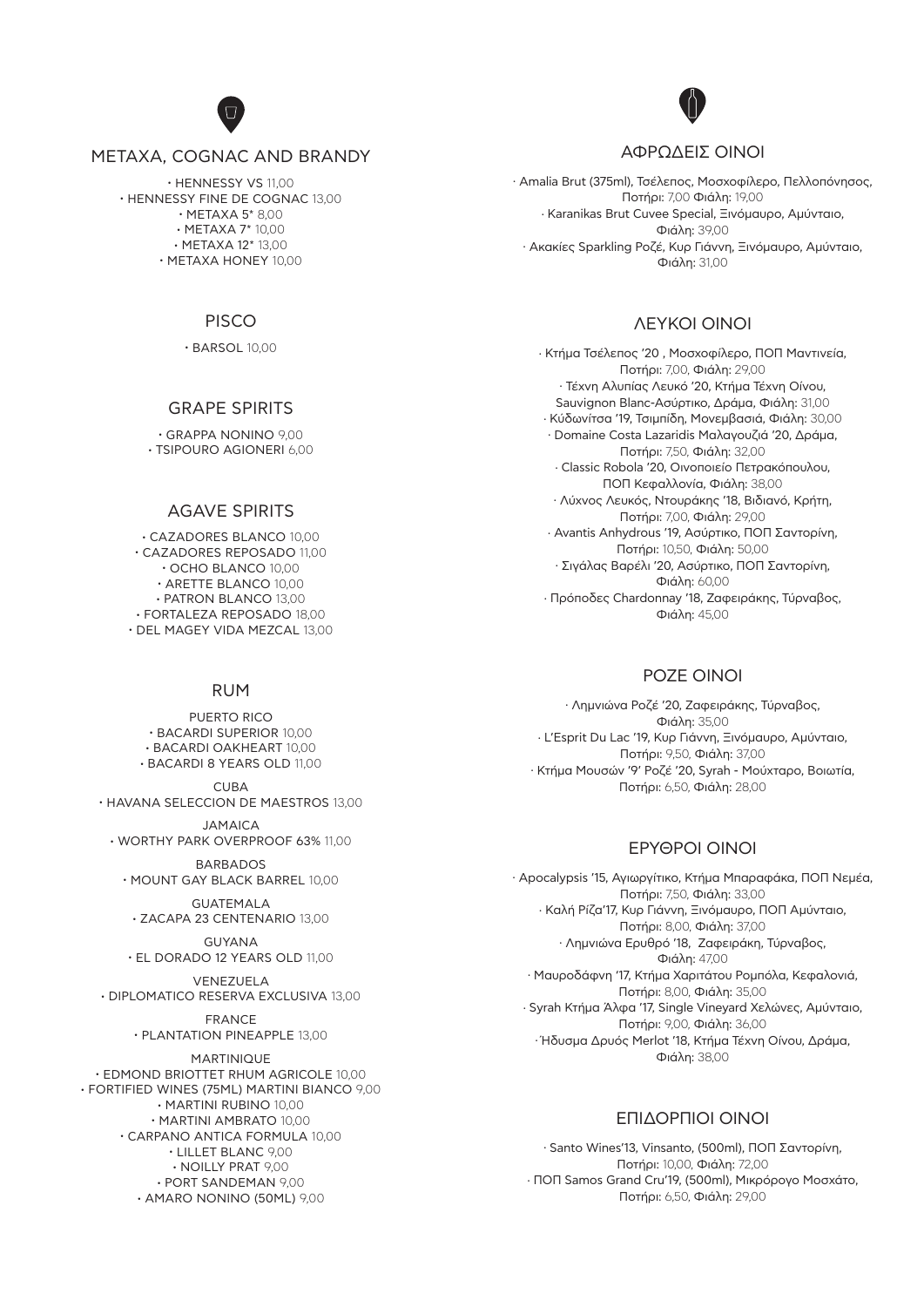## METAXA, COGNAC AND BRANDY

- HENNESSY VS 11,00
- HENNESSY FINE DE COGNAC 13,00
- METAXA 5* 8,00
- METAXA 7* 10,00
- METAXA 12* 13,00
- METAXA HONEY 10,00

## PISCO

- BARSOL 10,00

## GRAPE SPIRITS

- GRAPPA NONINO 9,00
- TSIPOURO AGIONERI 6,00

## AGAVE SPIRITS

- CAZADORES BLANCO 10,00
- CAZADORES REPOSADO 11,00
- OCHO BLANCO 10,00
- ARETTE BLANCO 10,00
- PATRON BLANCO 13,00
- FORTALEZA REPOSADO 18,00
- DEL MAGEY VIDA MEZCAL 13,00

## RUM

PUERTO RICO
- BACARDI SUPERIOR 10,00
- BACARDI OAKHEART 10,00
- BACARDI 8 YEARS OLD 11,00

CUBA
- HAVANA SELECCION DE MAESTROS 13,00

JAMAICA
- WORTHY PARK OVERPROOF 63% 11,00

BARBADOS
- MOUNT GAY BLACK BARREL 10,00

GUATEMALA
- ZACAPA 23 CENTENARIO 13,00

GUYANA
- EL DORADO 12 YEARS OLD 11,00

VENEZUELA
- DIPLOMATICO RESERVA EXCLUSIVA 13,00

FRANCE
- PLANTATION PINEAPPLE 13,00

MARTINIQUE
- EDMOND BRIOTTET RHUM AGRICOLE 10,00
- FORTIFIED WINES (75ML) MARTINI BIANCO 9,00
- MARTINI RUBINO 10,00
- MARTINI AMBRATO 10,00
- CARPANO ANTICA FORMULA 10,00
- LILLET BLANC 9,00
- NOILLY PRAT 9,00
- PORT SANDEMAN 9,00
- AMARO NONINO (50ML) 9,00

## ΑΦΡΩΔΕΙΣ ΟΙΝΟΙ

- Amalia Brut (375ml), Τσέλεπος, Μοσχοφίλερο, Πελλοπόνησος, Ποτήρι: 7,00 Φιάλη: 19,00
- Karanikas Brut Cuvee Special, Ξινόμαυρο, Αμύνταιο, Φιάλη: 39,00
- Ακακίες Sparkling Ροζέ, Κυρ Γιάννη, Ξινόμαυρο, Αμύνταιο, Φιάλη: 31,00

## ΛΕΥΚΟΙ ΟΙΝΟΙ

- Κτήμα Τσέλεπος '20 , Μοσχοφίλερο, ΠΟΠ Μαντινεία, Ποτήρι: 7,00, Φιάλη: 29,00
- Τέχνη Αλυπίας Λευκό '20, Κτήμα Τέχνη Οίνου, Sauvignon Blanc-Ασύρτικο, Δράμα, Φιάλη: 31,00
- Κύδωνίτσα '19, Τσιμπίδη, Μονεμβασιά, Φιάλη: 30,00
- Domaine Costa Lazaridis Μαλαγουζιά '20, Δράμα, Ποτήρι: 7,50, Φιάλη: 32,00
- Classic Robola '20, Οινοποιείο Πετρακόπουλου, ΠΟΠ Κεφαλλονία, Φιάλη: 38,00
- Λύχνος Λευκός, Ντουράκης '18, Βιδιανό, Κρήτη, Ποτήρι: 7,00, Φιάλη: 29,00
- Avantis Anhydrous '19, Ασύρτικο, ΠΟΠ Σαντορίνη, Ποτήρι: 10,50, Φιάλη: 50,00
- Σιγάλας Βαρέλι '20, Ασύρτικο, ΠΟΠ Σαντορίνη, Φιάλη: 60,00
- Πρόποδες Chardonnay '18, Ζαφειράκης, Τύρναβος, Φιάλη: 45,00

## ΡΟΖΕ ΟΙΝΟΙ

- Λημνιώνα Ροζέ '20, Ζαφειράκης, Τύρναβος, Φιάλη: 35,00
- L'Esprit Du Lac '19, Κυρ Γιάννη, Ξινόμαυρο, Αμύνταιο, Ποτήρι: 9,50, Φιάλη: 37,00
- Κτήμα Μουσών '9' Ροζέ '20, Syrah - Μούχταρο, Βοιωτία, Ποτήρι: 6,50, Φιάλη: 28,00

## ΕΡΥΘΡΟΙ ΟΙΝΟΙ

- Apocalypsis '15, Αγιωργίτικο, Κτήμα Μπαραφάκα, ΠΟΠ Νεμέα, Ποτήρι: 7,50, Φιάλη: 33,00
- Καλή Ρίζα'17, Κυρ Γιάννη, Ξινόμαυρο, ΠΟΠ Αμύνταιο, Ποτήρι: 8,00, Φιάλη: 37,00
- Λημνιώνα Ερυθρό '18, Ζαφειράκη, Τύρναβος, Φιάλη: 47,00
- Μαυροδάφνη '17, Κτήμα Χαριτάτου Ρομπόλα, Κεφαλονιά, Ποτήρι: 8,00, Φιάλη: 35,00
- Syrah Κτήμα Άλφα '17, Single Vineyard Χελώνες, Αμύνταιο, Ποτήρι: 9,00, Φιάλη: 36,00
- Ήδυσμα Δρυός Merlot '18, Κτήμα Τέχνη Οίνου, Δράμα, Φιάλη: 38,00

## ΕΠΙΔΟΡΠΙΟΙ ΟΙΝΟΙ

- Santo Wines'13, Vinsanto, (500ml), ΠΟΠ Σαντορίνη, Ποτήρι: 10,00, Φιάλη: 72,00
- ΠΟΠ Samos Grand Cru'19, (500ml), Μικρόρογο Μοσχάτο, Ποτήρι: 6,50, Φιάλη: 29,00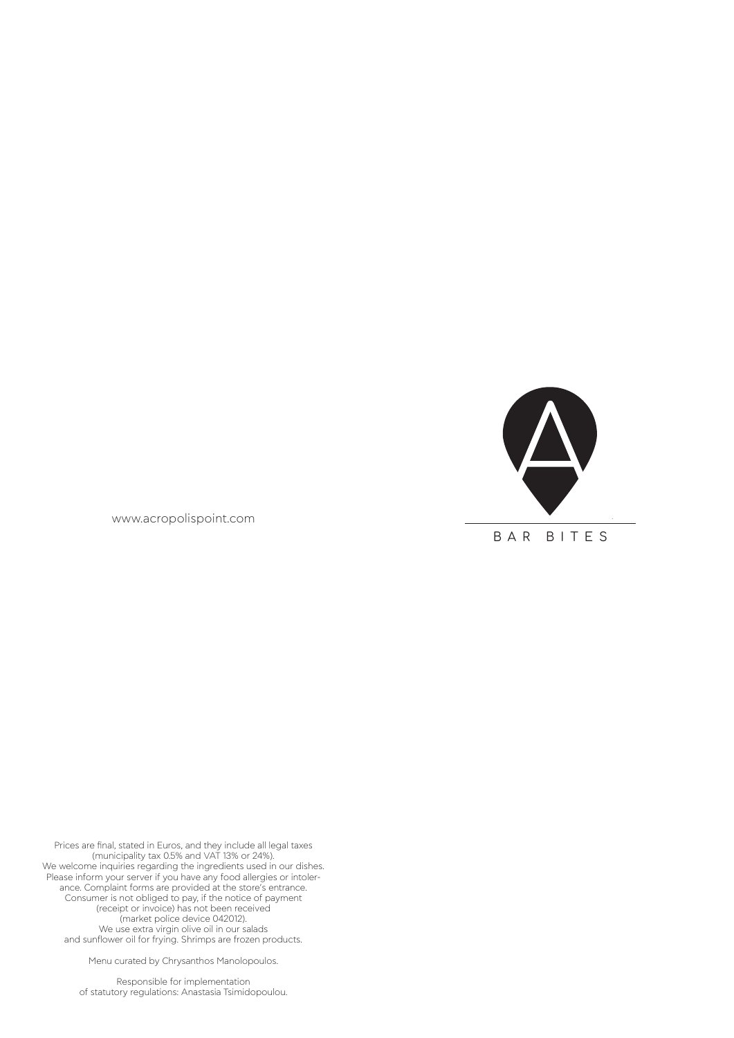www.acropolispoint.com

BAR BITES

Prices are final, stated in Euros, and they include all legal taxes (municipality tax 0.5% and VAT 13% or 24%).
We welcome inquiries regarding the ingredients used in our dishes.
Please inform your server if you have any food allergies or intolerance. Complaint forms are provided at the store's entrance.
Consumer is not obliged to pay, if the notice of payment (receipt or invoice) has not been received (market police device 042012).
We use extra virgin olive oil in our salads and sunflower oil for frying. Shrimps are frozen products.

Menu curated by Chrysanthos Manolopoulos.

Responsible for implementation of statutory regulations: Anastasia Tsimidopoulou.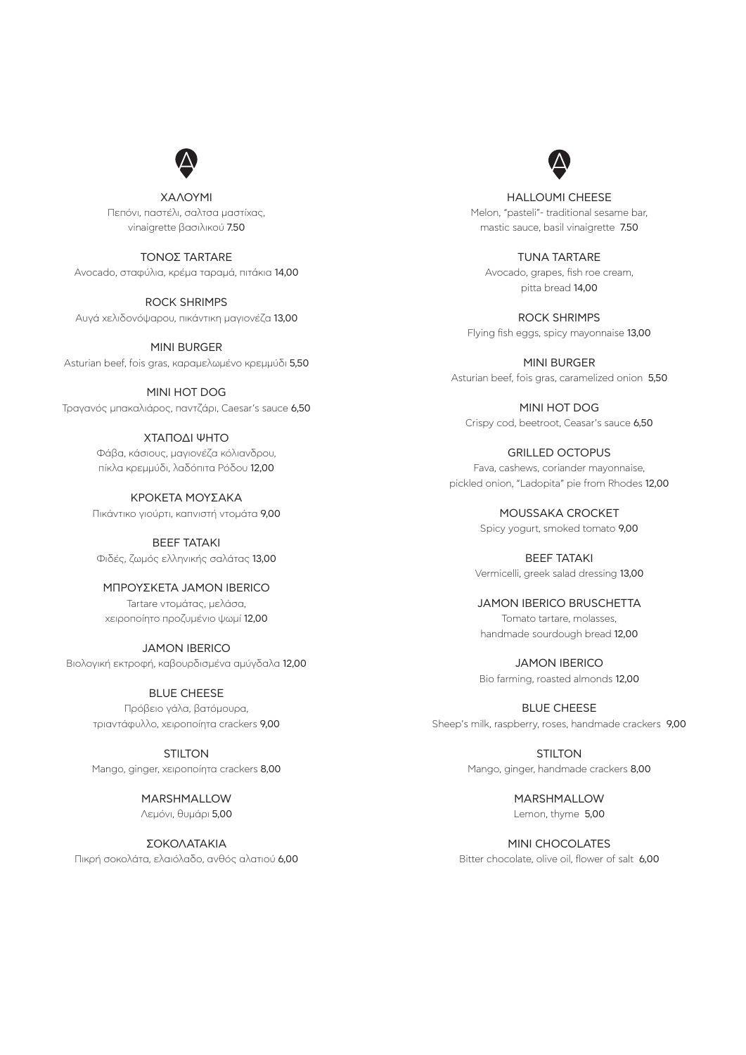### ΧΑΛΟΥΜΙ
Πεπόνι, παστέλι, σαλτσα μαστίχας, vinaigrette βασιλικού **7.50**

### ΤΟΝΟΣ TARTARE
Avocado, σταφύλια, κρέμα ταραμά, πιτάκια **14,00**

### ROCK SHRIMPS
Αυγά χελιδονόψαρου, πικάντικη μαγιονέζα **13,00**

### MINI BURGER
Asturian beef, fois gras, καραμελωμένο κρεμμύδι **5,50**

### MINI HOT DOG
Τραγανός μπακαλιάρος, παντζάρι, Caesar's sauce **6,50**

### ΧΤΑΠΟΔΙ ΨΗΤΟ
Φάβα, κάσιους, μαγιονέζα κόλιανδρου, πίκλα κρεμμύδι, λαδόπιτα Ρόδου **12,00**

### ΚΡΟΚΕΤΑ ΜΟΥΣΑΚΑ
Πικάντικο γιούρτι, καπνιστή ντομάτα **9,00**

### BEEF TATAKI
Φιδές, ζωμός ελληνικής σαλάτας **13,00**

### ΜΠΡΟΥΣΚΕΤΑ JAMON IBERICO
Tartare ντομάτας, μελάσα, χειροποίητο προζυμένιο ψωμί **12,00**

### JAMON IBERICO
Βιολογική εκτροφή, καβουρδισμένα αμύγδαλα **12,00**

### BLUE CHEESE
Πρόβειο γάλα, βατόμουρα, τριαντάφυλλο, χειροποίητα crackers **9,00**

### STILTON
Mango, ginger, χειροποίητα crackers **8,00**

### MARSHMALLOW
Λεμόνι, θυμάρι **5,00**

### ΣΟΚΟΛΑΤΑΚΙΑ
Πικρή σοκολάτα, ελαιόλαδο, ανθός αλατιού **6,00**

---

### HALLOUMI CHEESE
Melon, "pasteli"- traditional sesame bar, mastic sauce, basil vinaigrette **7.50**

### TUNA TARTARE
Avocado, grapes, fish roe cream, pitta bread **14,00**

### ROCK SHRIMPS
Flying fish eggs, spicy mayonnaise **13,00**

### MINI BURGER
Asturian beef, fois gras, caramelized onion **5,50**

### MINI HOT DOG
Crispy cod, beetroot, Ceasar's sauce **6,50**

### GRILLED OCTOPUS
Fava, cashews, coriander mayonnaise, pickled onion, "Ladopita" pie from Rhodes **12,00**

### MOUSSAKA CROCKET
Spicy yogurt, smoked tomato **9,00**

### BEEF TATAKI
Vermicelli, greek salad dressing **13,00**

### JAMON IBERICO BRUSCHETTA
Tomato tartare, molasses, handmade sourdough bread **12,00**

### JAMON IBERICO
Bio farming, roasted almonds **12,00**

### BLUE CHEESE
Sheep's milk, raspberry, roses, handmade crackers **9,00**

### STILTON
Mango, ginger, handmade crackers **8,00**

### MARSHMALLOW
Lemon, thyme **5,00**

### MINI CHOCOLATES
Bitter chocolate, olive oil, flower of salt **6,00**